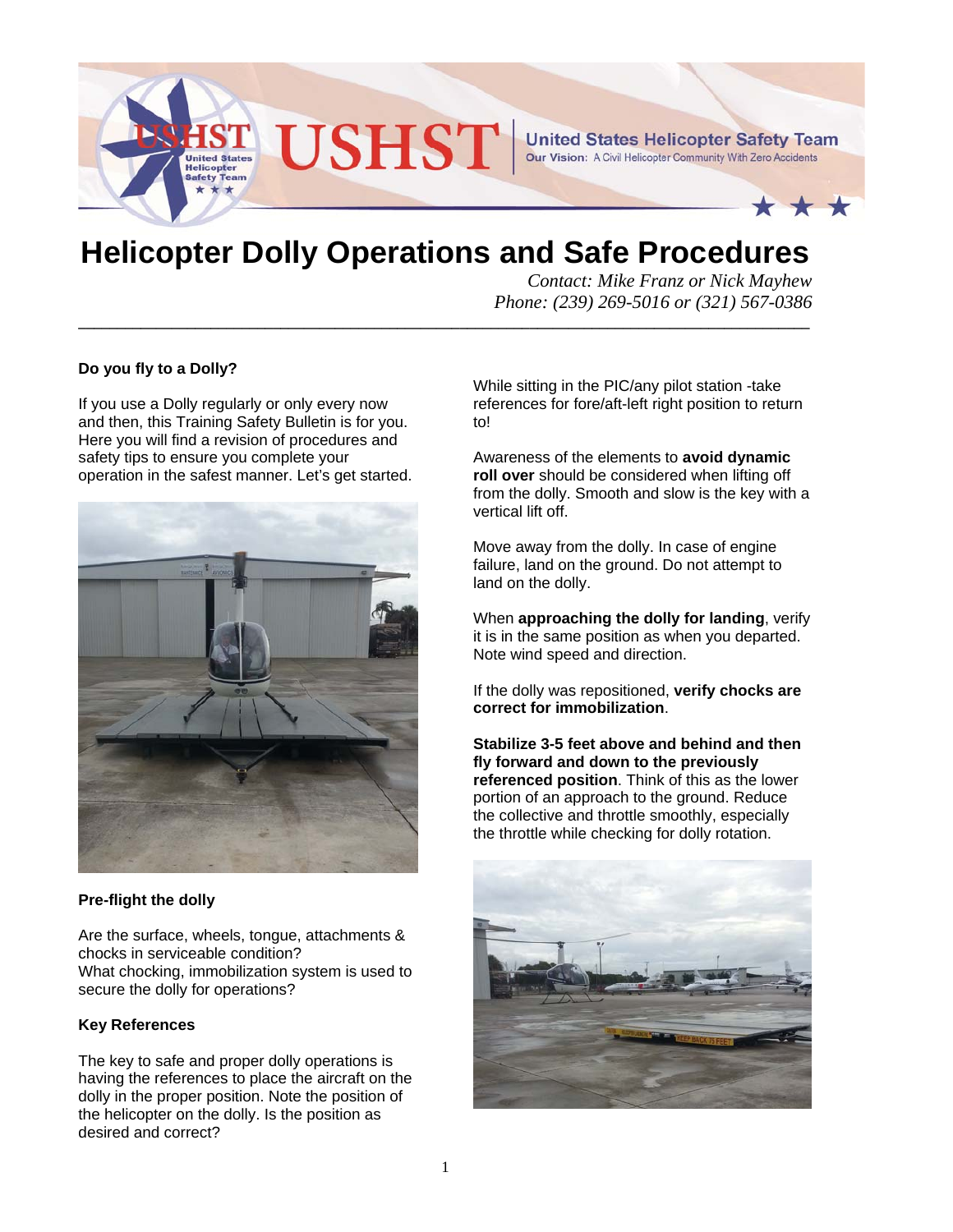# Helicopter Dolly Operations and Safe Procedures

*Contact: Mike Franz or Nick Mayhew*
*Phone: (239) 269-5016 or (321) 567-0386*

---

**Do you fly to a Dolly?**

If you use a Dolly regularly or only every now and then, this Training Safety Bulletin is for you. Here you will find a revision of procedures and safety tips to ensure you complete your operation in the safest manner. Let's get started.

**Pre-flight the dolly**

Are the surface, wheels, tongue, attachments & chocks in serviceable condition?
What chocking, immobilization system is used to secure the dolly for operations?

**Key References**

The key to safe and proper dolly operations is having the references to place the aircraft on the dolly in the proper position. Note the position of the helicopter on the dolly. Is the position as desired and correct?

While sitting in the PIC/any pilot station -take references for fore/aft-left right position to return to!

Awareness of the elements to **avoid dynamic roll over** should be considered when lifting off from the dolly. Smooth and slow is the key with a vertical lift off.

Move away from the dolly. In case of engine failure, land on the ground. Do not attempt to land on the dolly.

When **approaching the dolly for landing**, verify it is in the same position as when you departed. Note wind speed and direction.

If the dolly was repositioned, **verify chocks are correct for immobilization**.

**Stabilize 3-5 feet above and behind and then fly forward and down to the previously referenced position**. Think of this as the lower portion of an approach to the ground. Reduce the collective and throttle smoothly, especially the throttle while checking for dolly rotation.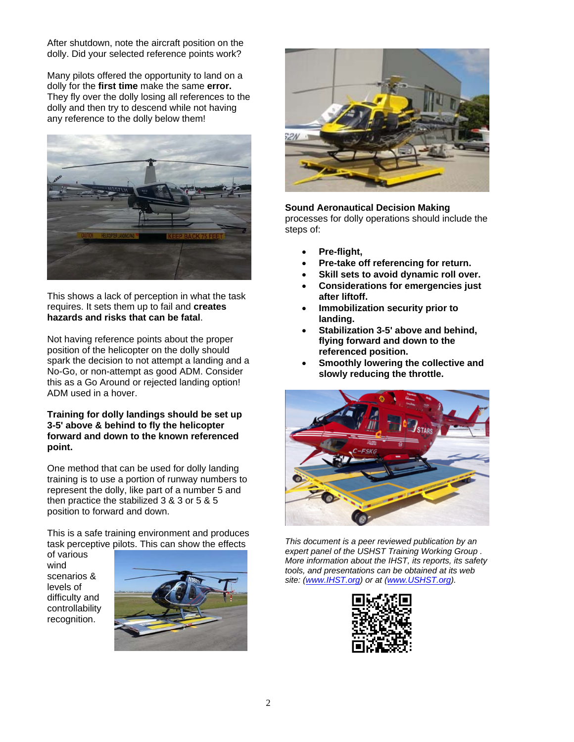After shutdown, note the aircraft position on the dolly. Did your selected reference points work?

Many pilots offered the opportunity to land on a dolly for the **first time** make the same **error.** They fly over the dolly losing all references to the dolly and then try to descend while not having any reference to the dolly below them!

This shows a lack of perception in what the task requires. It sets them up to fail and **creates hazards and risks that can be fatal**.

Not having reference points about the proper position of the helicopter on the dolly should spark the decision to not attempt a landing and a No-Go, or non-attempt as good ADM. Consider this as a Go Around or rejected landing option! ADM used in a hover.

**Training for dolly landings should be set up 3-5' above & behind to fly the helicopter forward and down to the known referenced point.**

One method that can be used for dolly landing training is to use a portion of runway numbers to represent the dolly, like part of a number 5 and then practice the stabilized 3 & 3 or 5 & 5 position to forward and down.

This is a safe training environment and produces task perceptive pilots. This can show the effects of various wind scenarios & levels of difficulty and controllability recognition.

**Sound Aeronautical Decision Making** processes for dolly operations should include the steps of:

- **Pre-flight,**
- **Pre-take off referencing for return.**
- **Skill sets to avoid dynamic roll over.**
- **Considerations for emergencies just after liftoff.**
- **Immobilization security prior to landing.**
- **Stabilization 3-5' above and behind, flying forward and down to the referenced position.**
- **Smoothly lowering the collective and slowly reducing the throttle.**

*This document is a peer reviewed publication by an expert panel of the USHST Training Working Group . More information about the IHST, its reports, its safety tools, and presentations can be obtained at its web site: (www.IHST.org) or at (www.USHST.org).*